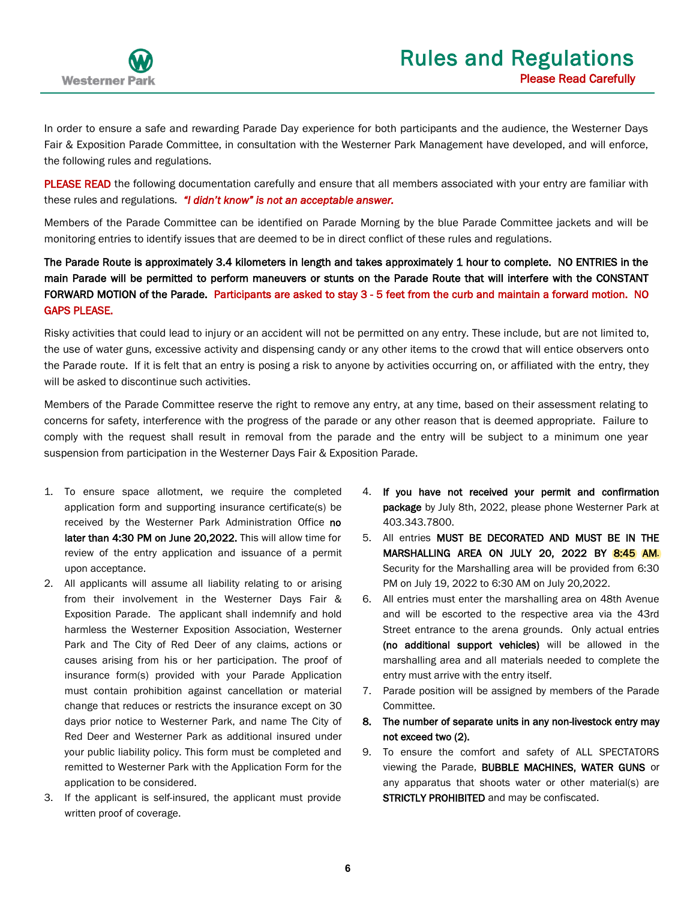# Rules and Regulations

Please Read Carefully

In order to ensure a safe and rewarding Parade Day experience for both participants and the audience, the Westerner Days Fair & Exposition Parade Committee, in consultation with the Westerner Park Management have developed, and will enforce, the following rules and regulations.

PLEASE READ the following documentation carefully and ensure that all members associated with your entry are familiar with these rules and regulations. ***"I didn't know" is not an acceptable answer.***

Members of the Parade Committee can be identified on Parade Morning by the blue Parade Committee jackets and will be monitoring entries to identify issues that are deemed to be in direct conflict of these rules and regulations.

**The Parade Route is approximately 3.4 kilometers in length and takes approximately 1 hour to complete. NO ENTRIES in the main Parade will be permitted to perform maneuvers or stunts on the Parade Route that will interfere with the CONSTANT FORWARD MOTION of the Parade. Participants are asked to stay 3 - 5 feet from the curb and maintain a forward motion. NO GAPS PLEASE.**

Risky activities that could lead to injury or an accident will not be permitted on any entry. These include, but are not limited to, the use of water guns, excessive activity and dispensing candy or any other items to the crowd that will entice observers onto the Parade route. If it is felt that an entry is posing a risk to anyone by activities occurring on, or affiliated with the entry, they will be asked to discontinue such activities.

Members of the Parade Committee reserve the right to remove any entry, at any time, based on their assessment relating to concerns for safety, interference with the progress of the parade or any other reason that is deemed appropriate. Failure to comply with the request shall result in removal from the parade and the entry will be subject to a minimum one year suspension from participation in the Westerner Days Fair & Exposition Parade.

1. To ensure space allotment, we require the completed application form and supporting insurance certificate(s) be received by the Westerner Park Administration Office **no later than 4:30 PM on June 20,2022.** This will allow time for review of the entry application and issuance of a permit upon acceptance.
2. All applicants will assume all liability relating to or arising from their involvement in the Westerner Days Fair & Exposition Parade. The applicant shall indemnify and hold harmless the Westerner Exposition Association, Westerner Park and The City of Red Deer of any claims, actions or causes arising from his or her participation. The proof of insurance form(s) provided with your Parade Application must contain prohibition against cancellation or material change that reduces or restricts the insurance except on 30 days prior notice to Westerner Park, and name The City of Red Deer and Westerner Park as additional insured under your public liability policy. This form must be completed and remitted to Westerner Park with the Application Form for the application to be considered.
3. If the applicant is self-insured, the applicant must provide written proof of coverage.
4. **If you have not received your permit and confirmation package** by July 8th, 2022, please phone Westerner Park at 403.343.7800.
5. All entries **MUST BE DECORATED AND MUST BE IN THE MARSHALLING AREA ON JULY 20, 2022 BY 8:45 AM.** Security for the Marshalling area will be provided from 6:30 PM on July 19, 2022 to 6:30 AM on July 20,2022.
6. All entries must enter the marshalling area on 48th Avenue and will be escorted to the respective area via the 43rd Street entrance to the arena grounds. Only actual entries **(no additional support vehicles)** will be allowed in the marshalling area and all materials needed to complete the entry must arrive with the entry itself.
7. Parade position will be assigned by members of the Parade Committee.
8. **The number of separate units in any non-livestock entry may not exceed two (2).**
9. To ensure the comfort and safety of ALL SPECTATORS viewing the Parade, **BUBBLE MACHINES, WATER GUNS** or any apparatus that shoots water or other material(s) are **STRICTLY PROHIBITED** and may be confiscated.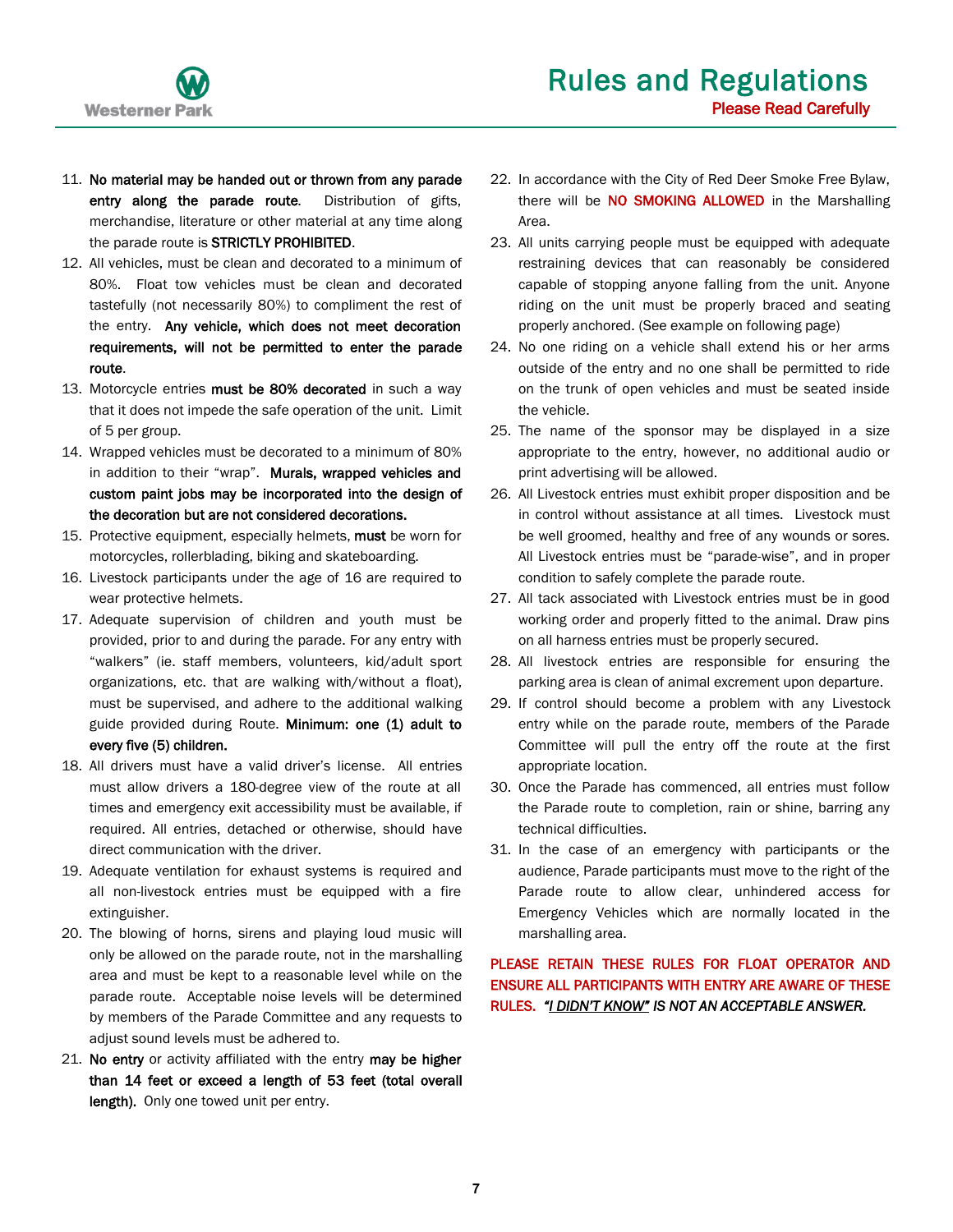# Rules and Regulations

Please Read Carefully

11. **No material may be handed out or thrown from any parade entry along the parade route**. Distribution of gifts, merchandise, literature or other material at any time along the parade route is **STRICTLY PROHIBITED**.
12. All vehicles, must be clean and decorated to a minimum of 80%. Float tow vehicles must be clean and decorated tastefully (not necessarily 80%) to compliment the rest of the entry. **Any vehicle, which does not meet decoration requirements, will not be permitted to enter the parade route**.
13. Motorcycle entries **must be 80% decorated** in such a way that it does not impede the safe operation of the unit. Limit of 5 per group.
14. Wrapped vehicles must be decorated to a minimum of 80% in addition to their "wrap". **Murals, wrapped vehicles and custom paint jobs may be incorporated into the design of the decoration but are not considered decorations.**
15. Protective equipment, especially helmets, **must** be worn for motorcycles, rollerblading, biking and skateboarding.
16. Livestock participants under the age of 16 are required to wear protective helmets.
17. Adequate supervision of children and youth must be provided, prior to and during the parade. For any entry with "walkers" (ie. staff members, volunteers, kid/adult sport organizations, etc. that are walking with/without a float), must be supervised, and adhere to the additional walking guide provided during Route. **Minimum: one (1) adult to every five (5) children.**
18. All drivers must have a valid driver's license. All entries must allow drivers a 180-degree view of the route at all times and emergency exit accessibility must be available, if required. All entries, detached or otherwise, should have direct communication with the driver.
19. Adequate ventilation for exhaust systems is required and all non-livestock entries must be equipped with a fire extinguisher.
20. The blowing of horns, sirens and playing loud music will only be allowed on the parade route, not in the marshalling area and must be kept to a reasonable level while on the parade route. Acceptable noise levels will be determined by members of the Parade Committee and any requests to adjust sound levels must be adhered to.
21. **No entry** or activity affiliated with the entry **may be higher than 14 feet or exceed a length of 53 feet (total overall length).** Only one towed unit per entry.
22. In accordance with the City of Red Deer Smoke Free Bylaw, there will be **NO SMOKING ALLOWED** in the Marshalling Area.
23. All units carrying people must be equipped with adequate restraining devices that can reasonably be considered capable of stopping anyone falling from the unit. Anyone riding on the unit must be properly braced and seating properly anchored. (See example on following page)
24. No one riding on a vehicle shall extend his or her arms outside of the entry and no one shall be permitted to ride on the trunk of open vehicles and must be seated inside the vehicle.
25. The name of the sponsor may be displayed in a size appropriate to the entry, however, no additional audio or print advertising will be allowed.
26. All Livestock entries must exhibit proper disposition and be in control without assistance at all times. Livestock must be well groomed, healthy and free of any wounds or sores. All Livestock entries must be "parade-wise", and in proper condition to safely complete the parade route.
27. All tack associated with Livestock entries must be in good working order and properly fitted to the animal. Draw pins on all harness entries must be properly secured.
28. All livestock entries are responsible for ensuring the parking area is clean of animal excrement upon departure.
29. If control should become a problem with any Livestock entry while on the parade route, members of the Parade Committee will pull the entry off the route at the first appropriate location.
30. Once the Parade has commenced, all entries must follow the Parade route to completion, rain or shine, barring any technical difficulties.
31. In the case of an emergency with participants or the audience, Parade participants must move to the right of the Parade route to allow clear, unhindered access for Emergency Vehicles which are normally located in the marshalling area.

**PLEASE RETAIN THESE RULES FOR FLOAT OPERATOR AND ENSURE ALL PARTICIPANTS WITH ENTRY ARE AWARE OF THESE RULES. *"I DIDN'T KNOW" IS NOT AN ACCEPTABLE ANSWER.***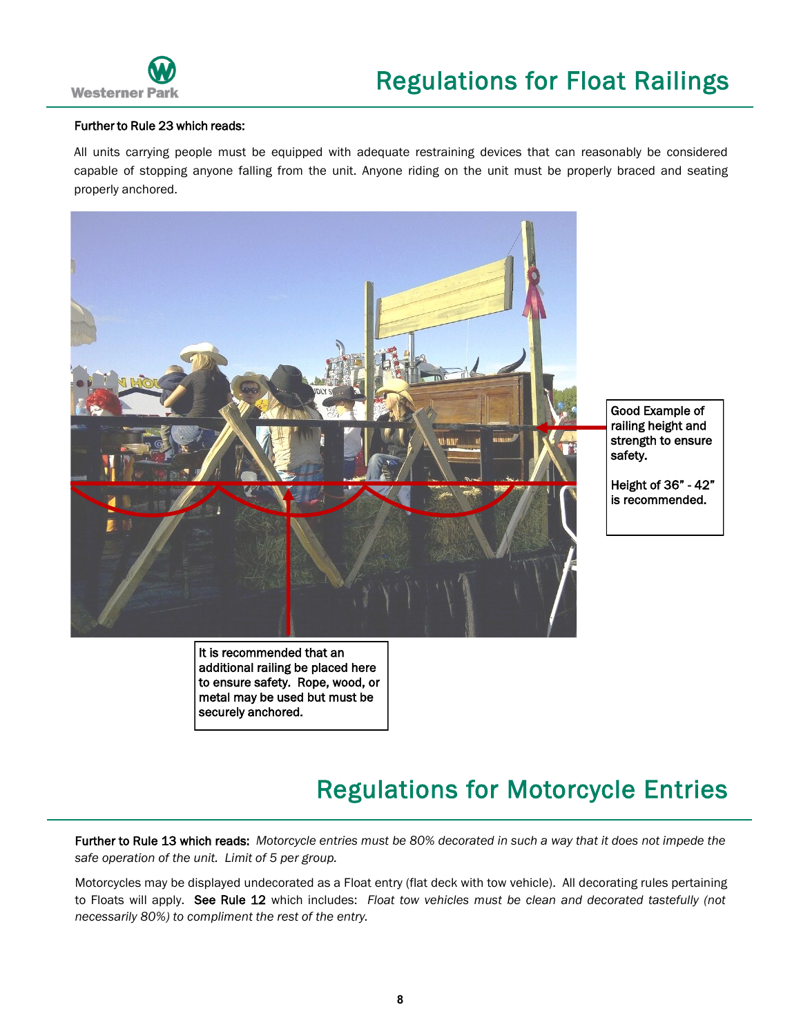# Regulations for Float Railings

**Further to Rule 23 which reads:**

All units carrying people must be equipped with adequate restraining devices that can reasonably be considered capable of stopping anyone falling from the unit. Anyone riding on the unit must be properly braced and seating properly anchored.

**Good Example of railing height and strength to ensure safety.**

**Height of 36" - 42" is recommended.**

**It is recommended that an additional railing be placed here to ensure safety. Rope, wood, or metal may be used but must be securely anchored.**

# Regulations for Motorcycle Entries

**Further to Rule 13 which reads:** *Motorcycle entries must be 80% decorated in such a way that it does not impede the safe operation of the unit. Limit of 5 per group.*

Motorcycles may be displayed undecorated as a Float entry (flat deck with tow vehicle). All decorating rules pertaining to Floats will apply. **See Rule 12** which includes: *Float tow vehicles must be clean and decorated tastefully (not necessarily 80%) to compliment the rest of the entry.*